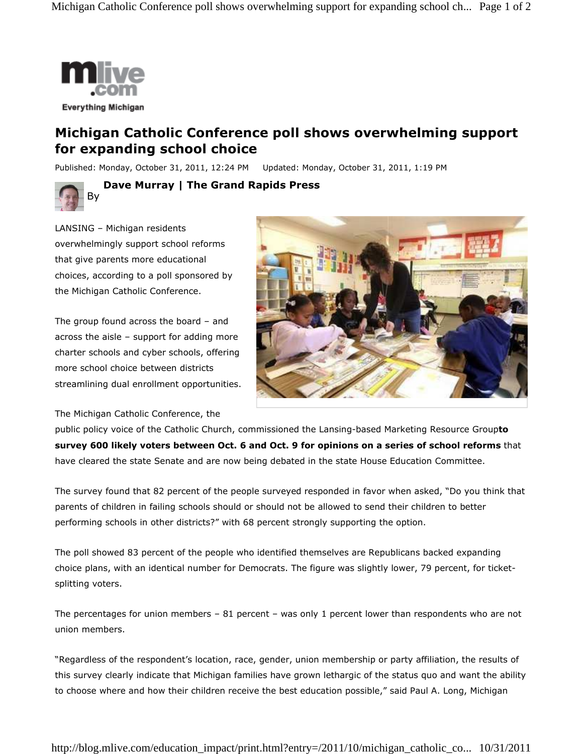# Michigan Catholic Conference poll shows overwhelming support for expanding school choice

Published: Monday, October 31, 2011, 12:24 PM     Updated: Monday, October 31, 2011, 1:19 PM

By **Dave Murray | The Grand Rapids Press**

LANSING – Michigan residents overwhelmingly support school reforms that give parents more educational choices, according to a poll sponsored by the Michigan Catholic Conference.

The group found across the board – and across the aisle – support for adding more charter schools and cyber schools, offering more school choice between districts streamlining dual enrollment opportunities.

The Michigan Catholic Conference, the public policy voice of the Catholic Church, commissioned the Lansing-based Marketing Resource Group**to survey 600 likely voters between Oct. 6 and Oct. 9 for opinions on a series of school reforms** that have cleared the state Senate and are now being debated in the state House Education Committee.

The survey found that 82 percent of the people surveyed responded in favor when asked, "Do you think that parents of children in failing schools should or should not be allowed to send their children to better performing schools in other districts?" with 68 percent strongly supporting the option.

The poll showed 83 percent of the people who identified themselves are Republicans backed expanding choice plans, with an identical number for Democrats. The figure was slightly lower, 79 percent, for ticket-splitting voters.

The percentages for union members – 81 percent – was only 1 percent lower than respondents who are not union members.

"Regardless of the respondent's location, race, gender, union membership or party affiliation, the results of this survey clearly indicate that Michigan families have grown lethargic of the status quo and want the ability to choose where and how their children receive the best education possible," said Paul A. Long, Michigan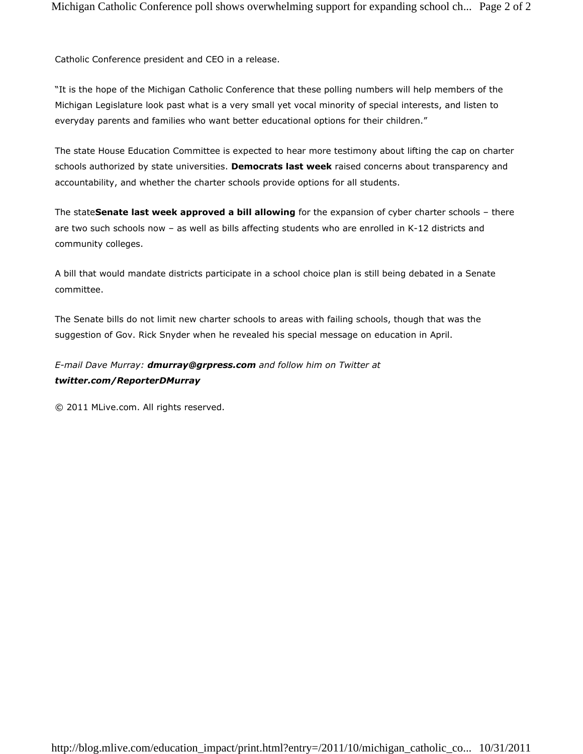Catholic Conference president and CEO in a release.

"It is the hope of the Michigan Catholic Conference that these polling numbers will help members of the Michigan Legislature look past what is a very small yet vocal minority of special interests, and listen to everyday parents and families who want better educational options for their children."

The state House Education Committee is expected to hear more testimony about lifting the cap on charter schools authorized by state universities. **Democrats last week** raised concerns about transparency and accountability, and whether the charter schools provide options for all students.

The state**Senate last week approved a bill allowing** for the expansion of cyber charter schools – there are two such schools now – as well as bills affecting students who are enrolled in K-12 districts and community colleges.

A bill that would mandate districts participate in a school choice plan is still being debated in a Senate committee.

The Senate bills do not limit new charter schools to areas with failing schools, though that was the suggestion of Gov. Rick Snyder when he revealed his special message on education in April.

*E-mail Dave Murray:* ***dmurray@grpress.com*** *and follow him on Twitter at* ***twitter.com/ReporterDMurray***

© 2011 MLive.com. All rights reserved.